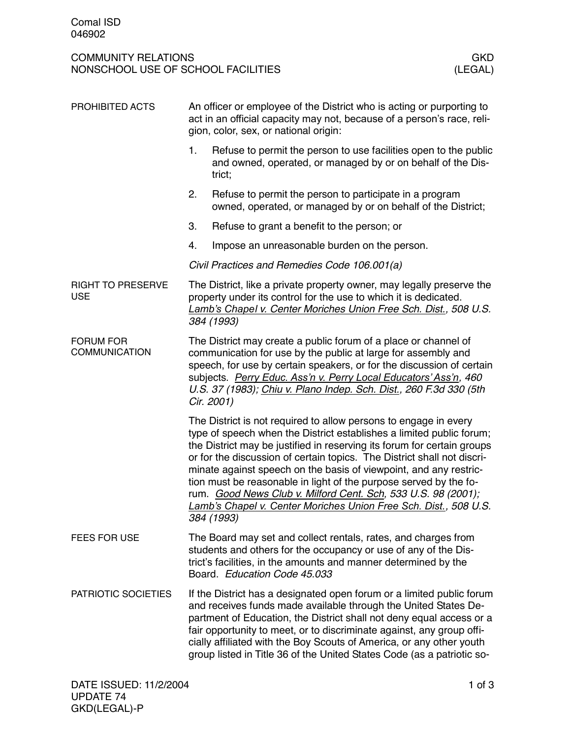Comal ISD
046902

COMMUNITY RELATIONS — GKD
NONSCHOOL USE OF SCHOOL FACILITIES — (LEGAL)

### PROHIBITED ACTS

An officer or employee of the District who is acting or purporting to act in an official capacity may not, because of a person's race, religion, color, sex, or national origin:

1. Refuse to permit the person to use facilities open to the public and owned, operated, or managed by or on behalf of the District;
2. Refuse to permit the person to participate in a program owned, operated, or managed by or on behalf of the District;
3. Refuse to grant a benefit to the person; or
4. Impose an unreasonable burden on the person.

*Civil Practices and Remedies Code 106.001(a)*

### RIGHT TO PRESERVE USE

The District, like a private property owner, may legally preserve the property under its control for the use to which it is dedicated. *Lamb's Chapel v. Center Moriches Union Free Sch. Dist., 508 U.S. 384 (1993)*

### FORUM FOR COMMUNICATION

The District may create a public forum of a place or channel of communication for use by the public at large for assembly and speech, for use by certain speakers, or for the discussion of certain subjects. *Perry Educ. Ass'n v. Perry Local Educators' Ass'n, 460 U.S. 37 (1983); Chiu v. Plano Indep. Sch. Dist., 260 F.3d 330 (5th Cir. 2001)*

The District is not required to allow persons to engage in every type of speech when the District establishes a limited public forum; the District may be justified in reserving its forum for certain groups or for the discussion of certain topics. The District shall not discriminate against speech on the basis of viewpoint, and any restriction must be reasonable in light of the purpose served by the forum. *Good News Club v. Milford Cent. Sch, 533 U.S. 98 (2001); Lamb's Chapel v. Center Moriches Union Free Sch. Dist., 508 U.S. 384 (1993)*

### FEES FOR USE

The Board may set and collect rentals, rates, and charges from students and others for the occupancy or use of any of the District's facilities, in the amounts and manner determined by the Board. *Education Code 45.033*

### PATRIOTIC SOCIETIES

If the District has a designated open forum or a limited public forum and receives funds made available through the United States Department of Education, the District shall not deny equal access or a fair opportunity to meet, or to discriminate against, any group officially affiliated with the Boy Scouts of America, or any other youth group listed in Title 36 of the United States Code (as a patriotic so-

DATE ISSUED: 11/2/2004
UPDATE 74
GKD(LEGAL)-P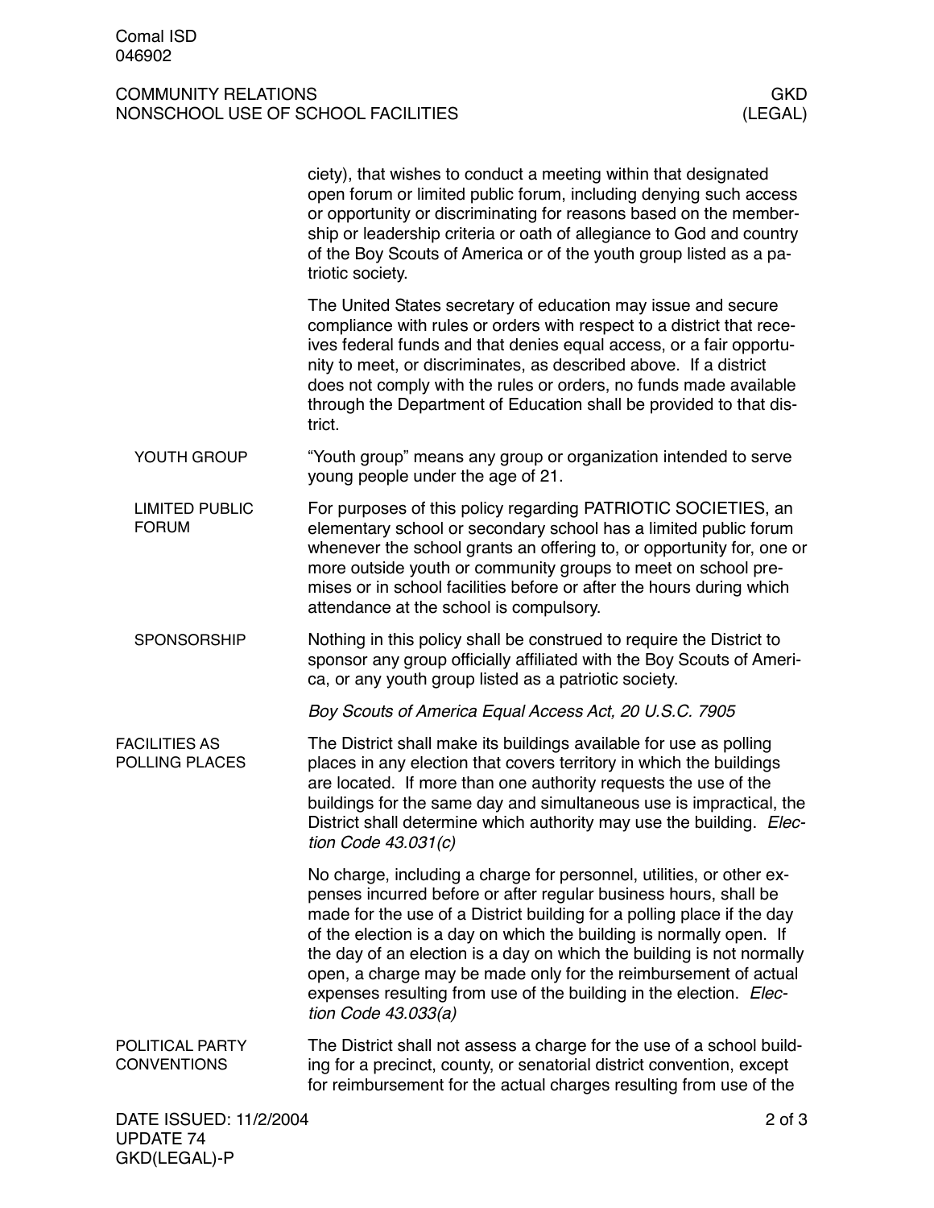ciety), that wishes to conduct a meeting within that designated open forum or limited public forum, including denying such access or opportunity or discriminating for reasons based on the membership or leadership criteria or oath of allegiance to God and country of the Boy Scouts of America or of the youth group listed as a patriotic society.

The United States secretary of education may issue and secure compliance with rules or orders with respect to a district that receives federal funds and that denies equal access, or a fair opportunity to meet, or discriminates, as described above. If a district does not comply with the rules or orders, no funds made available through the Department of Education shall be provided to that district.

#### YOUTH GROUP

"Youth group" means any group or organization intended to serve young people under the age of 21.

#### LIMITED PUBLIC FORUM

For purposes of this policy regarding PATRIOTIC SOCIETIES, an elementary school or secondary school has a limited public forum whenever the school grants an offering to, or opportunity for, one or more outside youth or community groups to meet on school premises or in school facilities before or after the hours during which attendance at the school is compulsory.

#### SPONSORSHIP

Nothing in this policy shall be construed to require the District to sponsor any group officially affiliated with the Boy Scouts of America, or any youth group listed as a patriotic society.

*Boy Scouts of America Equal Access Act, 20 U.S.C. 7905*

### FACILITIES AS POLLING PLACES

The District shall make its buildings available for use as polling places in any election that covers territory in which the buildings are located. If more than one authority requests the use of the buildings for the same day and simultaneous use is impractical, the District shall determine which authority may use the building. *Election Code 43.031(c)*

No charge, including a charge for personnel, utilities, or other expenses incurred before or after regular business hours, shall be made for the use of a District building for a polling place if the day of the election is a day on which the building is normally open. If the day of an election is a day on which the building is not normally open, a charge may be made only for the reimbursement of actual expenses resulting from use of the building in the election. *Election Code 43.033(a)*

### POLITICAL PARTY CONVENTIONS

The District shall not assess a charge for the use of a school building for a precinct, county, or senatorial district convention, except for reimbursement for the actual charges resulting from use of the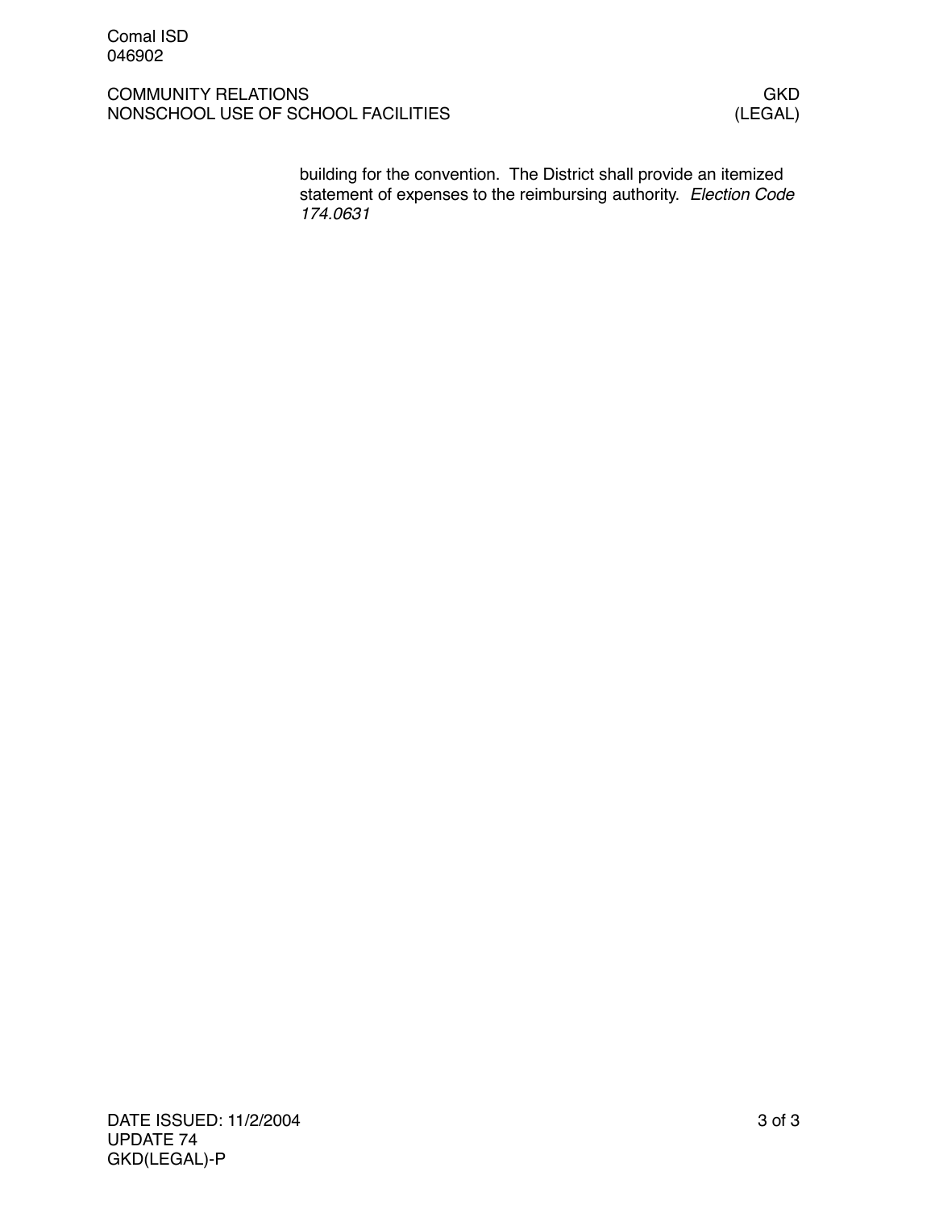building for the convention. The District shall provide an itemized statement of expenses to the reimbursing authority. *Election Code 174.0631*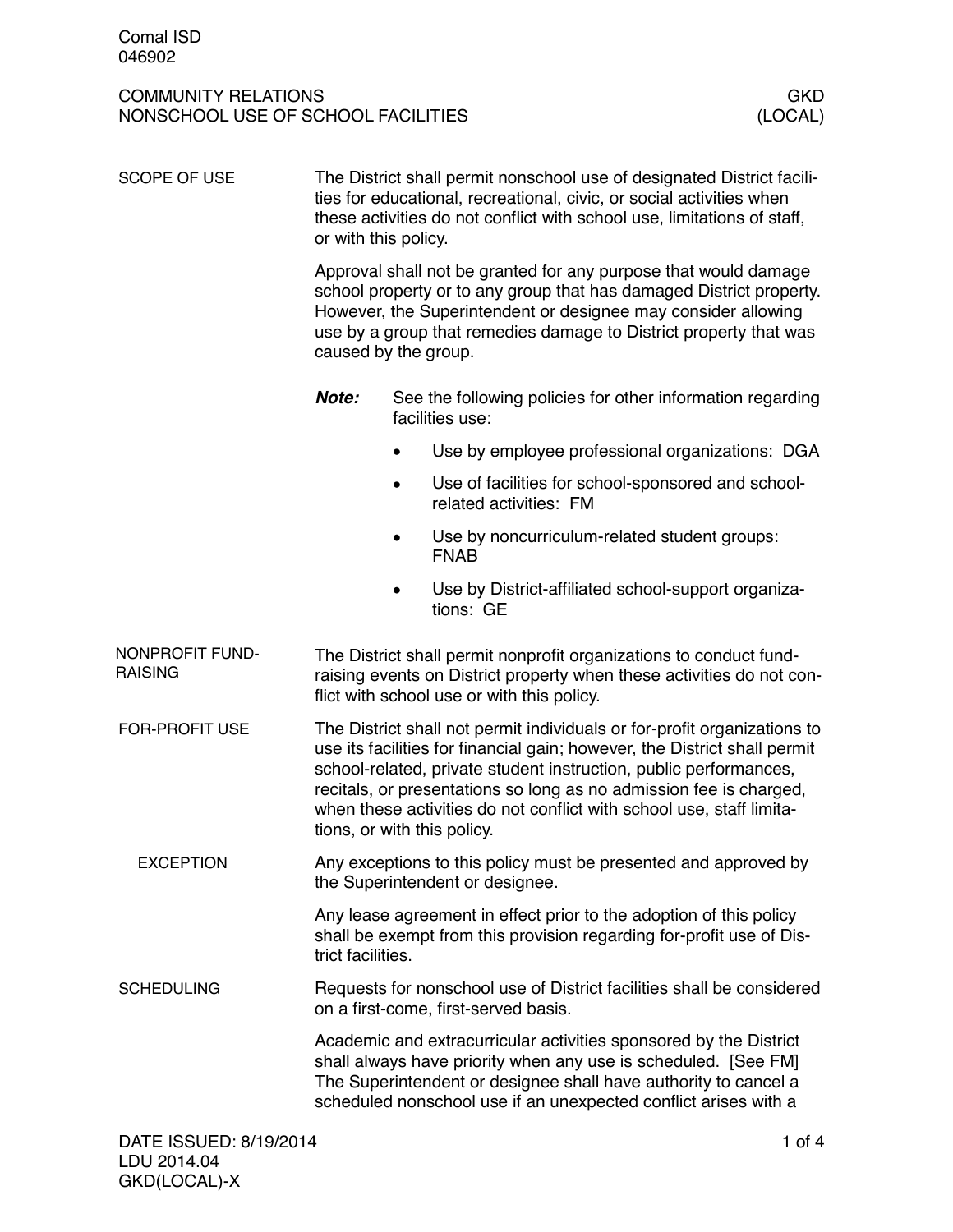Comal ISD
046902

COMMUNITY RELATIONS — GKD
NONSCHOOL USE OF SCHOOL FACILITIES — (LOCAL)

## SCOPE OF USE

The District shall permit nonschool use of designated District facilities for educational, recreational, civic, or social activities when these activities do not conflict with school use, limitations of staff, or with this policy.

Approval shall not be granted for any purpose that would damage school property or to any group that has damaged District property. However, the Superintendent or designee may consider allowing use by a group that remedies damage to District property that was caused by the group.

---

***Note:*** See the following policies for other information regarding facilities use:

- Use by employee professional organizations: DGA
- Use of facilities for school-sponsored and school-related activities: FM
- Use by noncurriculum-related student groups: FNAB
- Use by District-affiliated school-support organizations: GE

---

## NONPROFIT FUND-RAISING

The District shall permit nonprofit organizations to conduct fund-raising events on District property when these activities do not conflict with school use or with this policy.

## FOR-PROFIT USE

The District shall not permit individuals or for-profit organizations to use its facilities for financial gain; however, the District shall permit school-related, private student instruction, public performances, recitals, or presentations so long as no admission fee is charged, when these activities do not conflict with school use, staff limitations, or with this policy.

### EXCEPTION

Any exceptions to this policy must be presented and approved by the Superintendent or designee.

Any lease agreement in effect prior to the adoption of this policy shall be exempt from this provision regarding for-profit use of District facilities.

## SCHEDULING

Requests for nonschool use of District facilities shall be considered on a first-come, first-served basis.

Academic and extracurricular activities sponsored by the District shall always have priority when any use is scheduled. [See FM] The Superintendent or designee shall have authority to cancel a scheduled nonschool use if an unexpected conflict arises with a

DATE ISSUED: 8/19/2014
LDU 2014.04
GKD(LOCAL)-X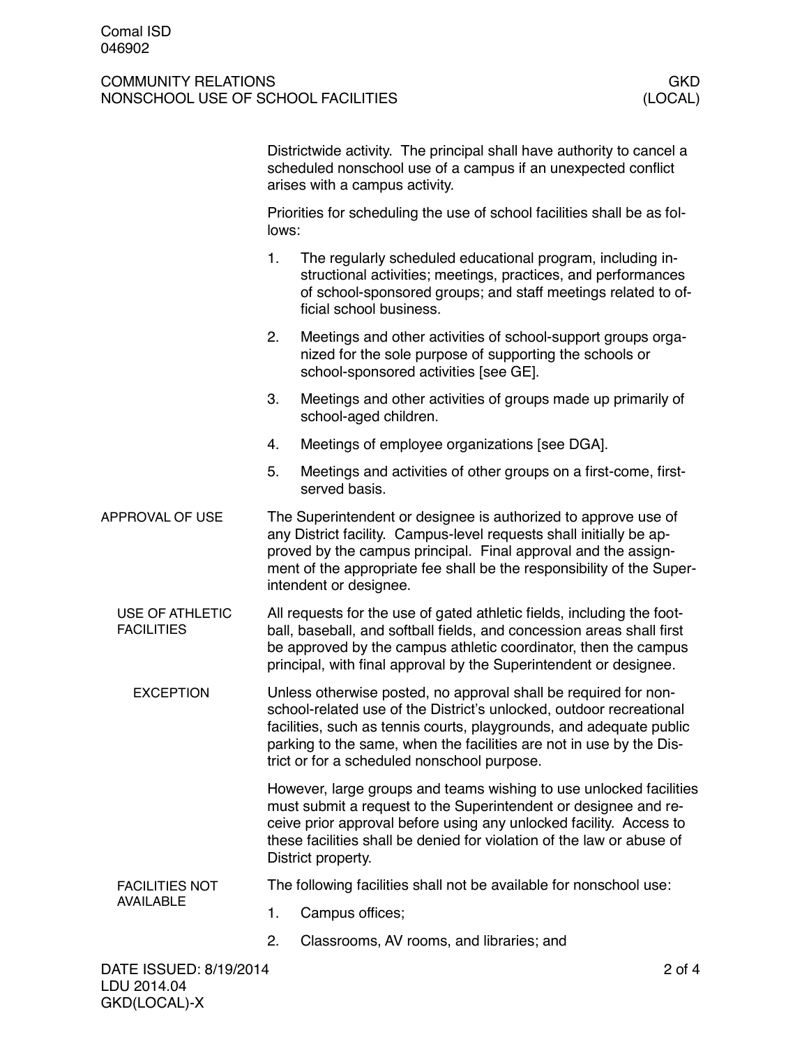Districtwide activity. The principal shall have authority to cancel a scheduled nonschool use of a campus if an unexpected conflict arises with a campus activity.

Priorities for scheduling the use of school facilities shall be as follows:

1. The regularly scheduled educational program, including instructional activities; meetings, practices, and performances of school-sponsored groups; and staff meetings related to official school business.
2. Meetings and other activities of school-support groups organized for the sole purpose of supporting the schools or school-sponsored activities [see GE].
3. Meetings and other activities of groups made up primarily of school-aged children.
4. Meetings of employee organizations [see DGA].
5. Meetings and activities of other groups on a first-come, first-served basis.

## APPROVAL OF USE

The Superintendent or designee is authorized to approve use of any District facility. Campus-level requests shall initially be approved by the campus principal. Final approval and the assignment of the appropriate fee shall be the responsibility of the Superintendent or designee.

### USE OF ATHLETIC FACILITIES

All requests for the use of gated athletic fields, including the football, baseball, and softball fields, and concession areas shall first be approved by the campus athletic coordinator, then the campus principal, with final approval by the Superintendent or designee.

#### EXCEPTION

Unless otherwise posted, no approval shall be required for nonschool-related use of the District's unlocked, outdoor recreational facilities, such as tennis courts, playgrounds, and adequate public parking to the same, when the facilities are not in use by the District or for a scheduled nonschool purpose.

However, large groups and teams wishing to use unlocked facilities must submit a request to the Superintendent or designee and receive prior approval before using any unlocked facility. Access to these facilities shall be denied for violation of the law or abuse of District property.

### FACILITIES NOT AVAILABLE

The following facilities shall not be available for nonschool use:

1. Campus offices;
2. Classrooms, AV rooms, and libraries; and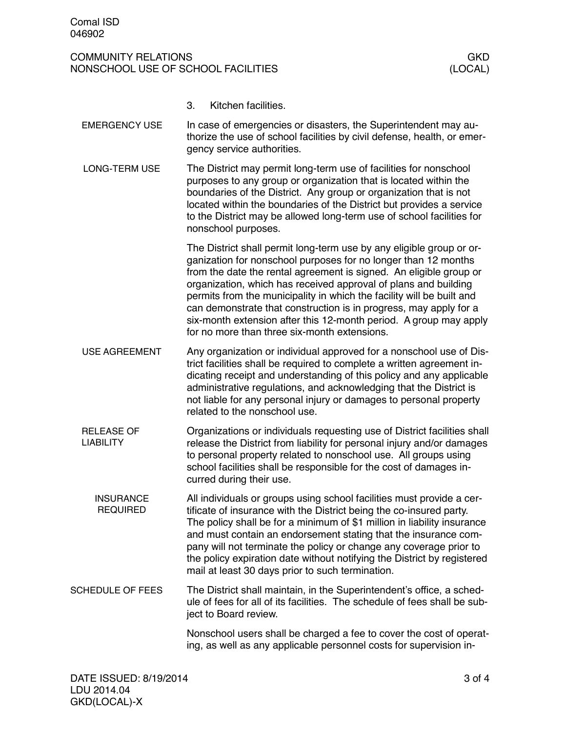3. Kitchen facilities.

**EMERGENCY USE**

In case of emergencies or disasters, the Superintendent may authorize the use of school facilities by civil defense, health, or emergency service authorities.

**LONG-TERM USE**

The District may permit long-term use of facilities for nonschool purposes to any group or organization that is located within the boundaries of the District. Any group or organization that is not located within the boundaries of the District but provides a service to the District may be allowed long-term use of school facilities for nonschool purposes.

The District shall permit long-term use by any eligible group or organization for nonschool purposes for no longer than 12 months from the date the rental agreement is signed. An eligible group or organization, which has received approval of plans and building permits from the municipality in which the facility will be built and can demonstrate that construction is in progress, may apply for a six-month extension after this 12-month period. A group may apply for no more than three six-month extensions.

**USE AGREEMENT**

Any organization or individual approved for a nonschool use of District facilities shall be required to complete a written agreement indicating receipt and understanding of this policy and any applicable administrative regulations, and acknowledging that the District is not liable for any personal injury or damages to personal property related to the nonschool use.

**RELEASE OF LIABILITY**

Organizations or individuals requesting use of District facilities shall release the District from liability for personal injury and/or damages to personal property related to nonschool use. All groups using school facilities shall be responsible for the cost of damages incurred during their use.

**INSURANCE REQUIRED**

All individuals or groups using school facilities must provide a certificate of insurance with the District being the co-insured party. The policy shall be for a minimum of $1 million in liability insurance and must contain an endorsement stating that the insurance company will not terminate the policy or change any coverage prior to the policy expiration date without notifying the District by registered mail at least 30 days prior to such termination.

**SCHEDULE OF FEES**

The District shall maintain, in the Superintendent's office, a schedule of fees for all of its facilities. The schedule of fees shall be subject to Board review.

Nonschool users shall be charged a fee to cover the cost of operating, as well as any applicable personnel costs for supervision in-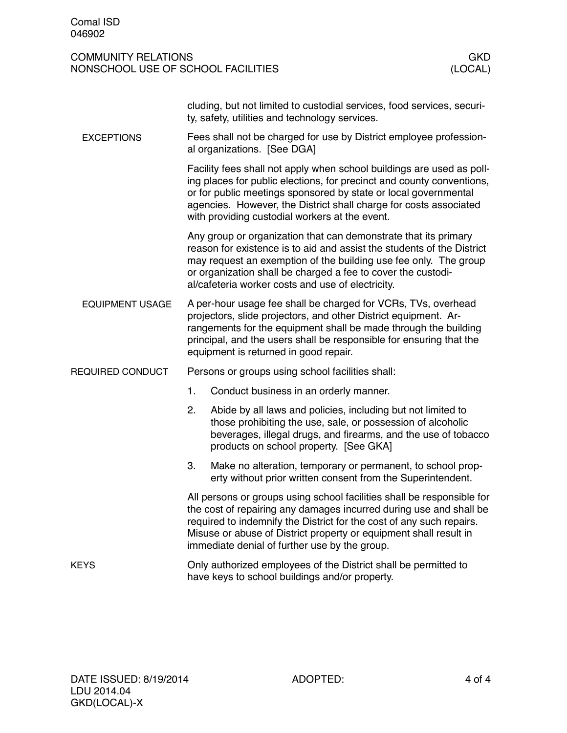cluding, but not limited to custodial services, food services, security, safety, utilities and technology services.

### EXCEPTIONS

Fees shall not be charged for use by District employee professional organizations. [See DGA]

Facility fees shall not apply when school buildings are used as polling places for public elections, for precinct and county conventions, or for public meetings sponsored by state or local governmental agencies. However, the District shall charge for costs associated with providing custodial workers at the event.

Any group or organization that can demonstrate that its primary reason for existence is to aid and assist the students of the District may request an exemption of the building use fee only. The group or organization shall be charged a fee to cover the custodial/cafeteria worker costs and use of electricity.

### EQUIPMENT USAGE

A per-hour usage fee shall be charged for VCRs, TVs, overhead projectors, slide projectors, and other District equipment. Arrangements for the equipment shall be made through the building principal, and the users shall be responsible for ensuring that the equipment is returned in good repair.

## REQUIRED CONDUCT

Persons or groups using school facilities shall:

1. Conduct business in an orderly manner.
2. Abide by all laws and policies, including but not limited to those prohibiting the use, sale, or possession of alcoholic beverages, illegal drugs, and firearms, and the use of tobacco products on school property. [See GKA]
3. Make no alteration, temporary or permanent, to school property without prior written consent from the Superintendent.

All persons or groups using school facilities shall be responsible for the cost of repairing any damages incurred during use and shall be required to indemnify the District for the cost of any such repairs. Misuse or abuse of District property or equipment shall result in immediate denial of further use by the group.

## KEYS

Only authorized employees of the District shall be permitted to have keys to school buildings and/or property.